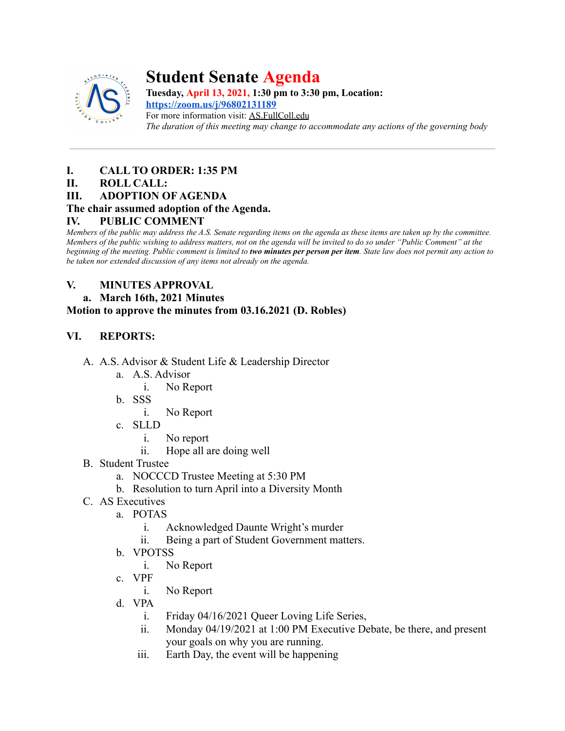# Student Senate Agenda

**Tuesday, April 13, 2021, 1:30 pm to 3:30 pm, Location:**
**https://zoom.us/j/96802131189**
For more information visit: AS.FullColl.edu
*The duration of this meeting may change to accommodate any actions of the governing body*

---

**I. CALL TO ORDER: 1:35 PM**

**II. ROLL CALL:**

**III. ADOPTION OF AGENDA**

**The chair assumed adoption of the Agenda.**

**IV. PUBLIC COMMENT**

*Members of the public may address the A.S. Senate regarding items on the agenda as these items are taken up by the committee. Members of the public wishing to address matters, not on the agenda will be invited to do so under "Public Comment" at the beginning of the meeting. Public comment is limited to **two minutes per person per item**. State law does not permit any action to be taken nor extended discussion of any items not already on the agenda.*

**V. MINUTES APPROVAL**

**a. March 16th, 2021 Minutes**

**Motion to approve the minutes from 03.16.2021 (D. Robles)**

**VI. REPORTS:**

A. A.S. Advisor & Student Life & Leadership Director
   a. A.S. Advisor
      i. No Report
   b. SSS
      i. No Report
   c. SLLD
      i. No report
      ii. Hope all are doing well
B. Student Trustee
   a. NOCCCD Trustee Meeting at 5:30 PM
   b. Resolution to turn April into a Diversity Month
C. AS Executives
   a. POTAS
      i. Acknowledged Daunte Wright's murder
      ii. Being a part of Student Government matters.
   b. VPOTSS
      i. No Report
   c. VPF
      i. No Report
   d. VPA
      i. Friday 04/16/2021 Queer Loving Life Series,
      ii. Monday 04/19/2021 at 1:00 PM Executive Debate, be there, and present your goals on why you are running.
      iii. Earth Day, the event will be happening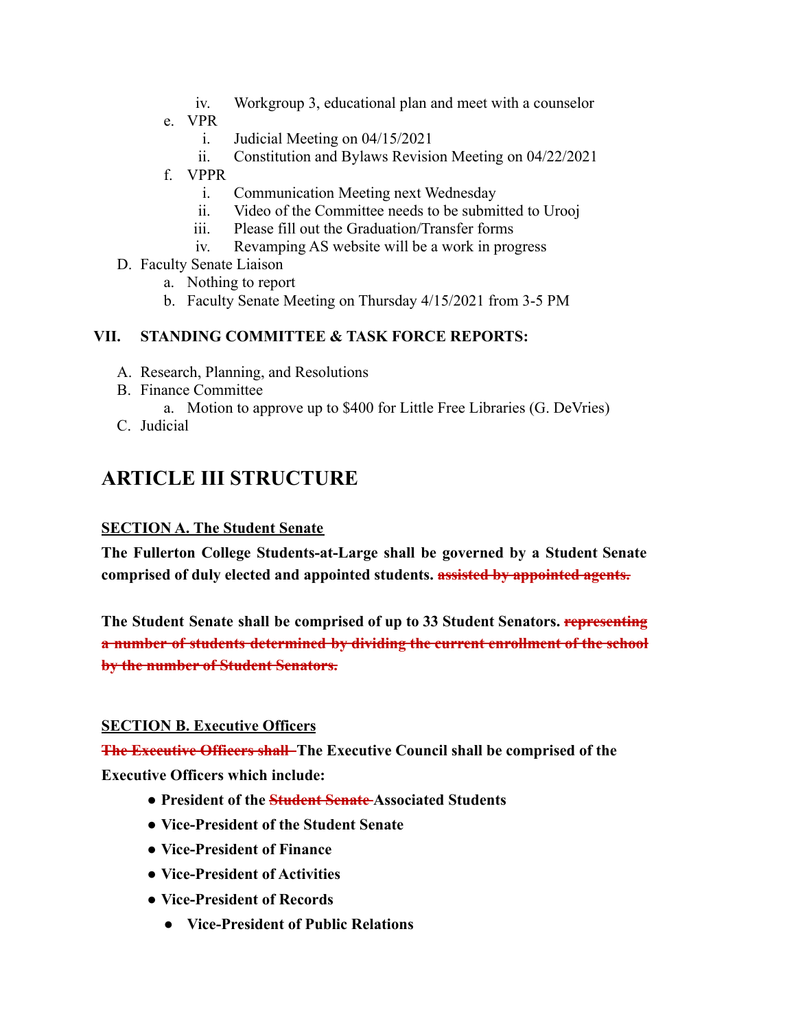iv. Workgroup 3, educational plan and meet with a counselor

e. VPR
   i. Judicial Meeting on 04/15/2021
   ii. Constitution and Bylaws Revision Meeting on 04/22/2021
f. VPPR
   i. Communication Meeting next Wednesday
   ii. Video of the Committee needs to be submitted to Urooj
   iii. Please fill out the Graduation/Transfer forms
   iv. Revamping AS website will be a work in progress

D. Faculty Senate Liaison
   a. Nothing to report
   b. Faculty Senate Meeting on Thursday 4/15/2021 from 3-5 PM

**VII. STANDING COMMITTEE & TASK FORCE REPORTS:**

A. Research, Planning, and Resolutions
B. Finance Committee
   a. Motion to approve up to $400 for Little Free Libraries (G. DeVries)
C. Judicial

# ARTICLE III STRUCTURE

**SECTION A. The Student Senate**

**The Fullerton College Students-at-Large shall be governed by a Student Senate comprised of duly elected and appointed students. ~~assisted by appointed agents.~~**

**The Student Senate shall be comprised of up to 33 Student Senators. ~~representing a number of students determined by dividing the current enrollment of the school by the number of Student Senators.~~**

**SECTION B. Executive Officers**

**~~The Executive Officers shall~~ The Executive Council shall be comprised of the Executive Officers which include:**

- **President of the ~~Student Senate~~ Associated Students**
- **Vice-President of the Student Senate**
- **Vice-President of Finance**
- **Vice-President of Activities**
- **Vice-President of Records**
- **Vice-President of Public Relations**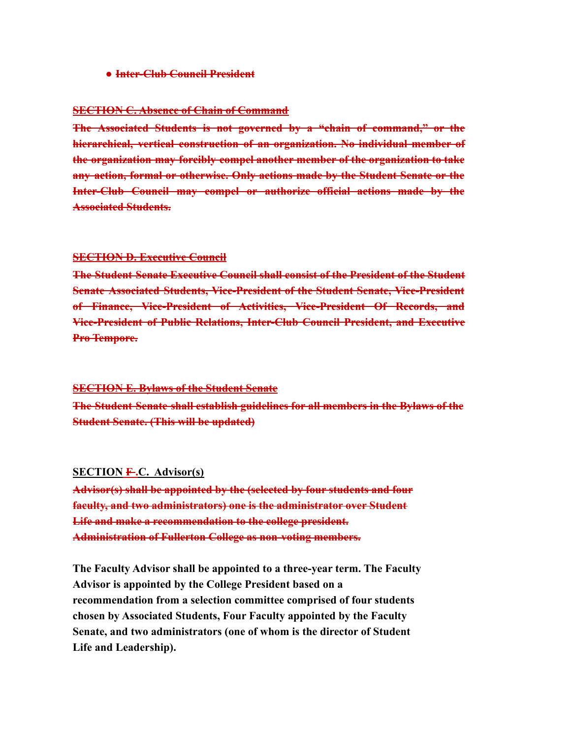- ~~**Inter-Club Council President**~~

~~**SECTION C. Absence of Chain of Command**~~

~~**The Associated Students is not governed by a "chain of command," or the hierarchical, vertical construction of an organization. No individual member of the organization may forcibly compel another member of the organization to take any action, formal or otherwise. Only actions made by the Student Senate or the Inter-Club Council may compel or authorize official actions made by the Associated Students.**~~

~~**SECTION D. Executive Council**~~

~~**The Student Senate Executive Council shall consist of the President of the Student Senate Associated Students, Vice-President of the Student Senate, Vice-President of Finance, Vice-President of Activities, Vice-President Of Records, and Vice-President of Public Relations, Inter-Club Council President, and Executive Pro Tempore.**~~

~~**SECTION E. Bylaws of the Student Senate**~~

~~**The Student Senate shall establish guidelines for all members in the Bylaws of the Student Senate. (This will be updated)**~~

**SECTION ~~F~~ .C. Advisor(s)**

~~**Advisor(s) shall be appointed by the (selected by four students and four faculty, and two administrators) one is the administrator over Student Life and make a recommendation to the college president. Administration of Fullerton College as non-voting members.**~~

**The Faculty Advisor shall be appointed to a three-year term. The Faculty Advisor is appointed by the College President based on a recommendation from a selection committee comprised of four students chosen by Associated Students, Four Faculty appointed by the Faculty Senate, and two administrators (one of whom is the director of Student Life and Leadership).**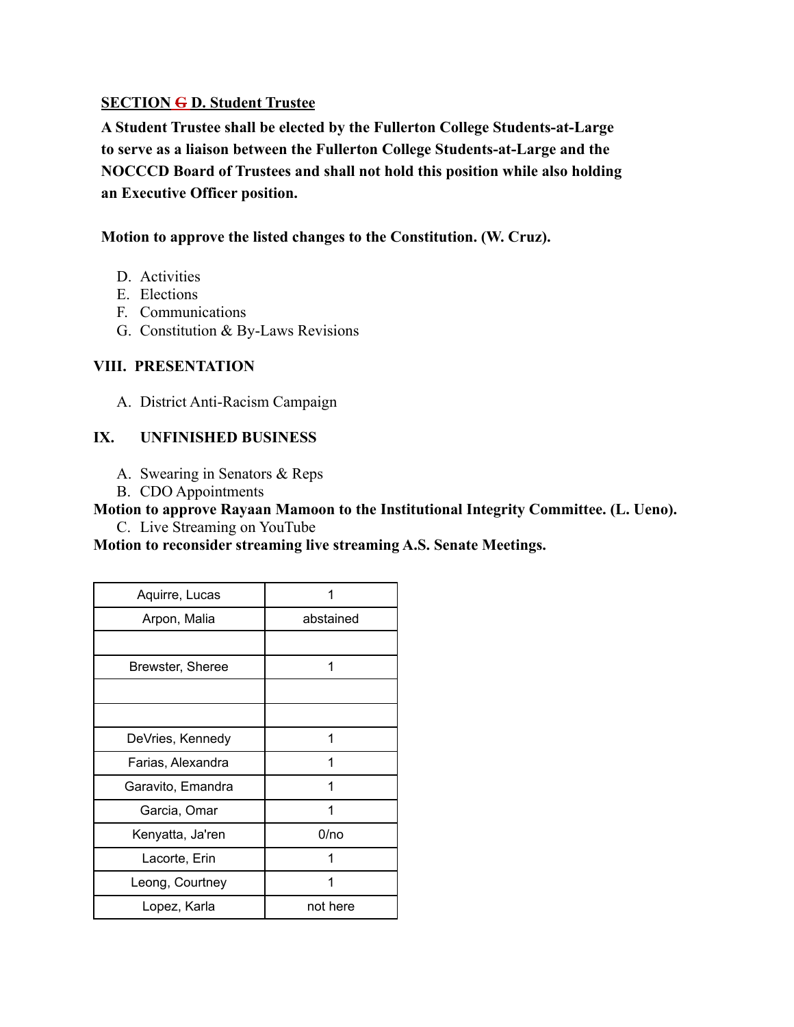**SECTION ~~G~~ D. Student Trustee**

**A Student Trustee shall be elected by the Fullerton College Students-at-Large to serve as a liaison between the Fullerton College Students-at-Large and the NOCCCD Board of Trustees and shall not hold this position while also holding an Executive Officer position.**

**Motion to approve the listed changes to the Constitution. (W. Cruz).**

D. Activities
E. Elections
F. Communications
G. Constitution & By-Laws Revisions

## VIII. PRESENTATION

A. District Anti-Racism Campaign

## IX. UNFINISHED BUSINESS

A. Swearing in Senators & Reps
B. CDO Appointments

**Motion to approve Rayaan Mamoon to the Institutional Integrity Committee. (L. Ueno).**

C. Live Streaming on YouTube

**Motion to reconsider streaming live streaming A.S. Senate Meetings.**

| | |
|---|---|
| Aquirre, Lucas | 1 |
| Arpon, Malia | abstained |
| | |
| Brewster, Sheree | 1 |
| | |
| | |
| DeVries, Kennedy | 1 |
| Farias, Alexandra | 1 |
| Garavito, Emandra | 1 |
| Garcia, Omar | 1 |
| Kenyatta, Ja'ren | 0/no |
| Lacorte, Erin | 1 |
| Leong, Courtney | 1 |
| Lopez, Karla | not here |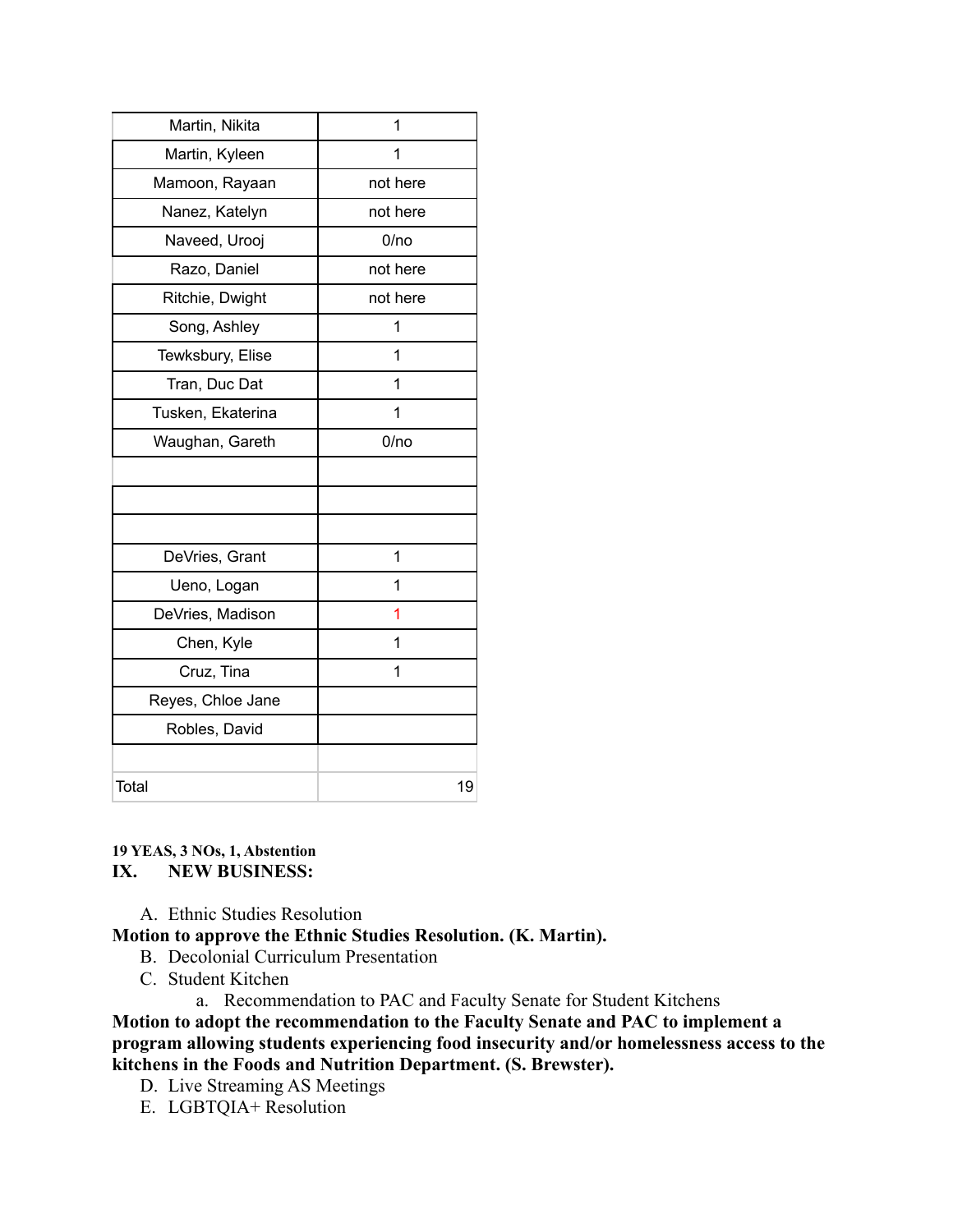| | |
|---|---|
| Martin, Nikita | 1 |
| Martin, Kyleen | 1 |
| Mamoon, Rayaan | not here |
| Nanez, Katelyn | not here |
| Naveed, Urooj | 0/no |
| Razo, Daniel | not here |
| Ritchie, Dwight | not here |
| Song, Ashley | 1 |
| Tewksbury, Elise | 1 |
| Tran, Duc Dat | 1 |
| Tusken, Ekaterina | 1 |
| Waughan, Gareth | 0/no |
| | |
| | |
| | |
| DeVries, Grant | 1 |
| Ueno, Logan | 1 |
| DeVries, Madison | 1 |
| Chen, Kyle | 1 |
| Cruz, Tina | 1 |
| Reyes, Chloe Jane | |
| Robles, David | |
| | |
| Total | 19 |

**19 YEAS, 3 NOs, 1, Abstention**

## IX. NEW BUSINESS:

A. Ethnic Studies Resolution

**Motion to approve the Ethnic Studies Resolution. (K. Martin).**

B. Decolonial Curriculum Presentation

C. Student Kitchen

   a. Recommendation to PAC and Faculty Senate for Student Kitchens

**Motion to adopt the recommendation to the Faculty Senate and PAC to implement a program allowing students experiencing food insecurity and/or homelessness access to the kitchens in the Foods and Nutrition Department. (S. Brewster).**

D. Live Streaming AS Meetings

E. LGBTQIA+ Resolution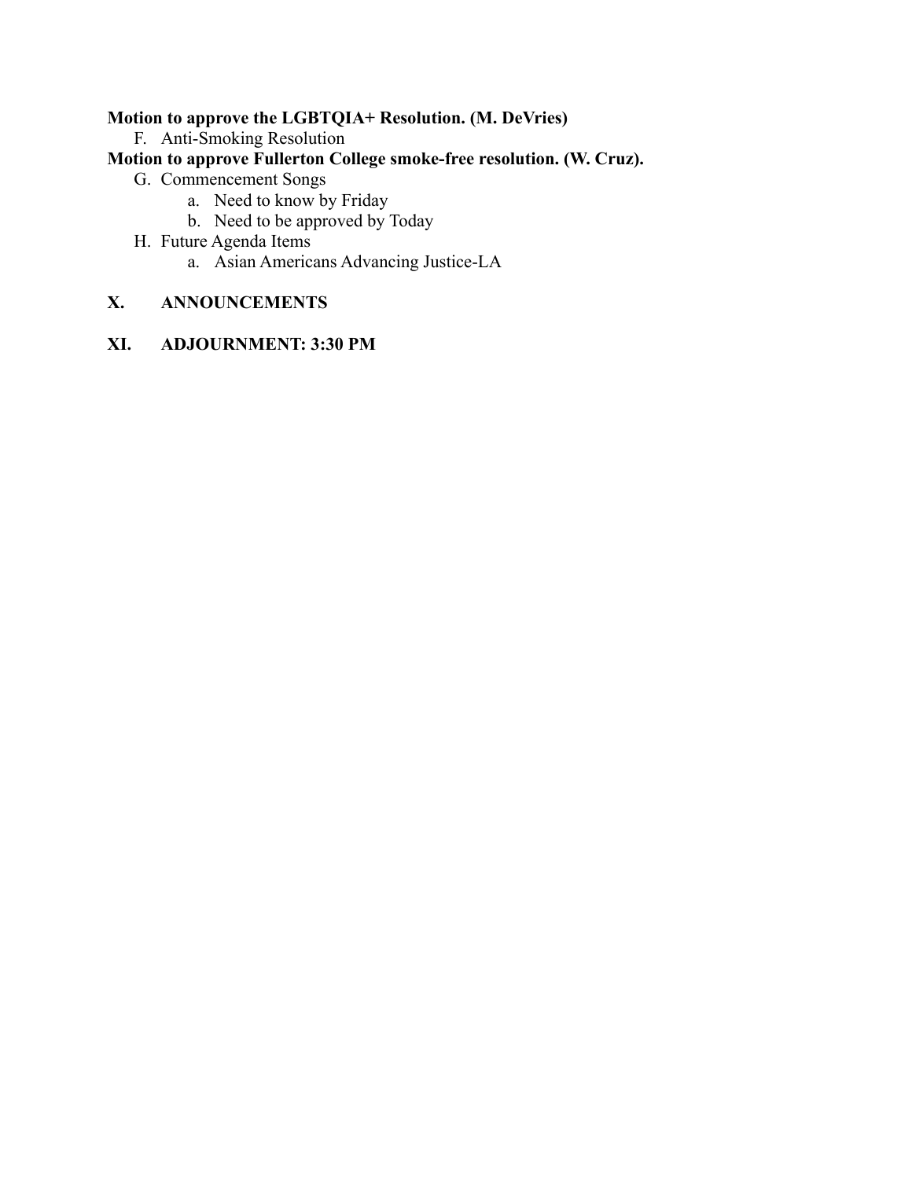**Motion to approve the LGBTQIA+ Resolution. (M. DeVries)**

F. Anti-Smoking Resolution

**Motion to approve Fullerton College smoke-free resolution. (W. Cruz).**

G. Commencement Songs
   a. Need to know by Friday
   b. Need to be approved by Today

H. Future Agenda Items
   a. Asian Americans Advancing Justice-LA

## X. ANNOUNCEMENTS

## XI. ADJOURNMENT: 3:30 PM